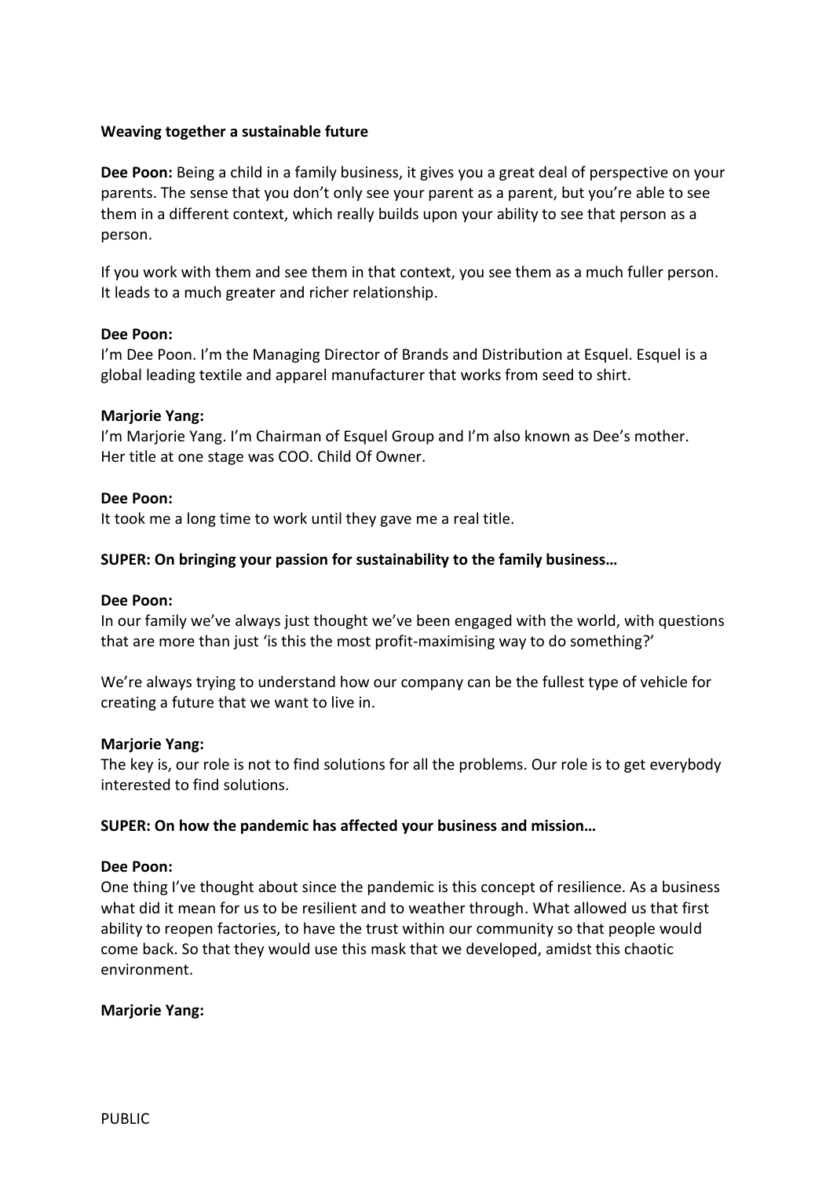**Weaving together a sustainable future**

**Dee Poon:** Being a child in a family business, it gives you a great deal of perspective on your parents. The sense that you don't only see your parent as a parent, but you're able to see them in a different context, which really builds upon your ability to see that person as a person.

If you work with them and see them in that context, you see them as a much fuller person. It leads to a much greater and richer relationship.

**Dee Poon:**
I'm Dee Poon. I'm the Managing Director of Brands and Distribution at Esquel. Esquel is a global leading textile and apparel manufacturer that works from seed to shirt.

**Marjorie Yang:**
I'm Marjorie Yang. I'm Chairman of Esquel Group and I'm also known as Dee's mother. Her title at one stage was COO. Child Of Owner.

**Dee Poon:**
It took me a long time to work until they gave me a real title.

**SUPER: On bringing your passion for sustainability to the family business…**

**Dee Poon:**
In our family we've always just thought we've been engaged with the world, with questions that are more than just 'is this the most profit-maximising way to do something?'

We're always trying to understand how our company can be the fullest type of vehicle for creating a future that we want to live in.

**Marjorie Yang:**
The key is, our role is not to find solutions for all the problems. Our role is to get everybody interested to find solutions.

**SUPER: On how the pandemic has affected your business and mission…**

**Dee Poon:**
One thing I've thought about since the pandemic is this concept of resilience. As a business what did it mean for us to be resilient and to weather through. What allowed us that first ability to reopen factories, to have the trust within our community so that people would come back. So that they would use this mask that we developed, amidst this chaotic environment.

**Marjorie Yang:**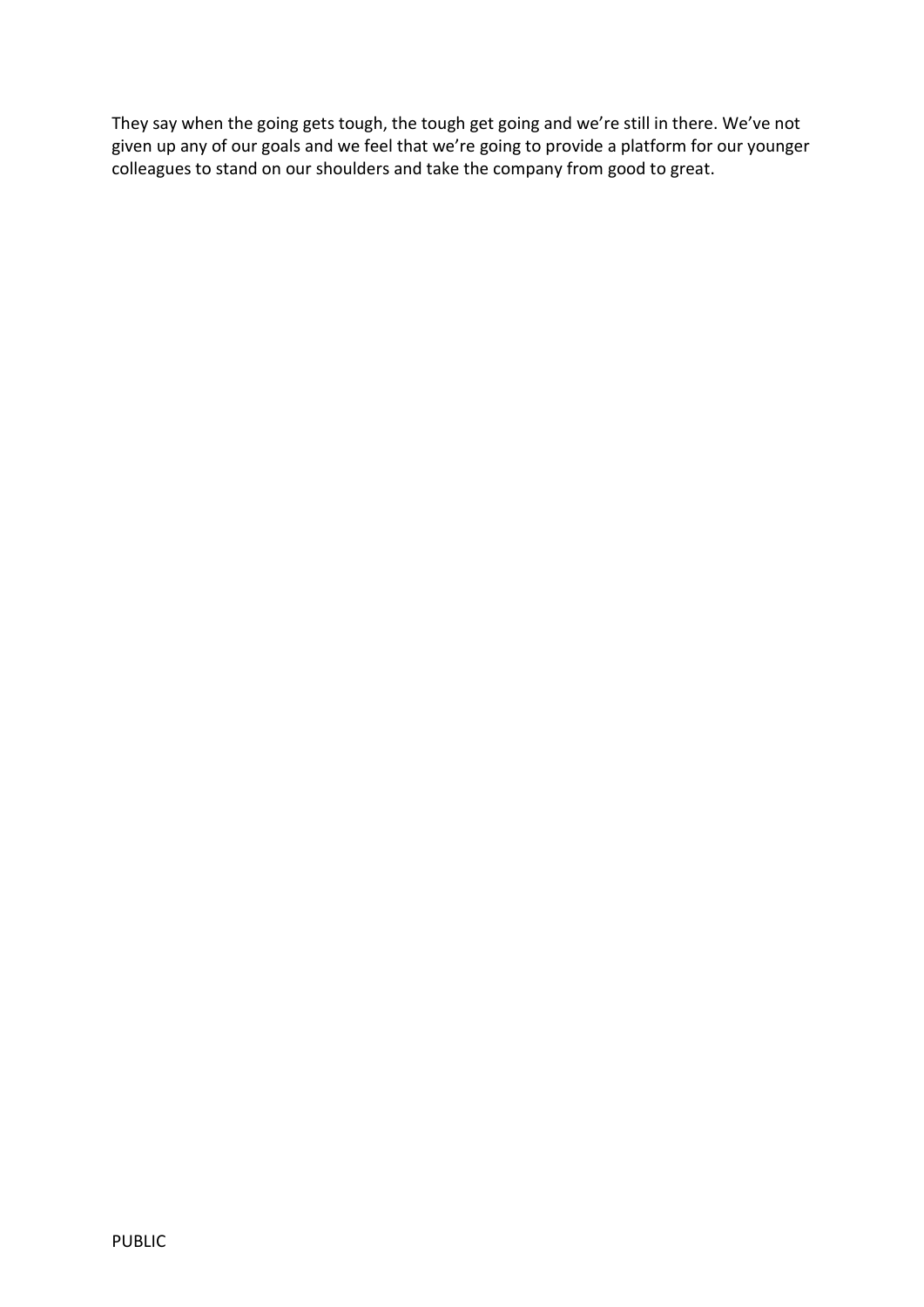They say when the going gets tough, the tough get going and we're still in there. We've not given up any of our goals and we feel that we're going to provide a platform for our younger colleagues to stand on our shoulders and take the company from good to great.

PUBLIC